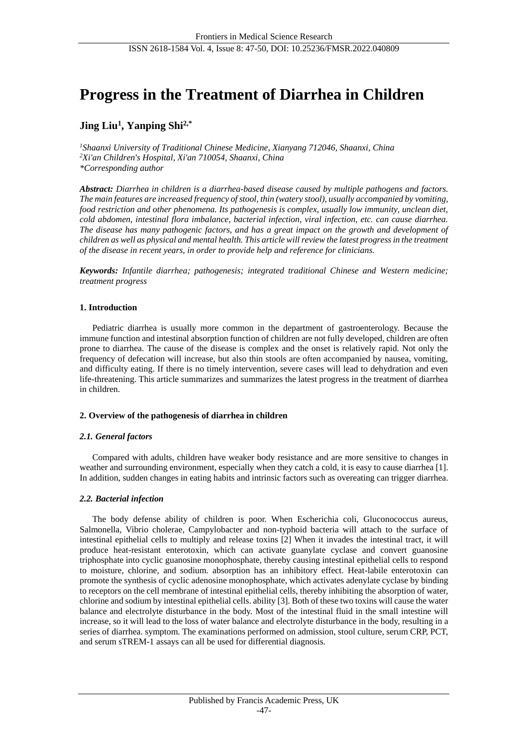# Progress in the Treatment of Diarrhea in Children

**Jing Liu[1], Yanping Shi[2,*]**

*[1]Shaanxi University of Traditional Chinese Medicine, Xianyang 712046, Shaanxi, China*
*[2]Xi'an Children's Hospital, Xi'an 710054, Shaanxi, China*
*\*Corresponding author*

***Abstract:*** *Diarrhea in children is a diarrhea-based disease caused by multiple pathogens and factors. The main features are increased frequency of stool, thin (watery stool), usually accompanied by vomiting, food restriction and other phenomena. Its pathogenesis is complex, usually low immunity, unclean diet, cold abdomen, intestinal flora imbalance, bacterial infection, viral infection, etc. can cause diarrhea. The disease has many pathogenic factors, and has a great impact on the growth and development of children as well as physical and mental health. This article will review the latest progress in the treatment of the disease in recent years, in order to provide help and reference for clinicians.*

***Keywords:*** *Infantile diarrhea; pathogenesis; integrated traditional Chinese and Western medicine; treatment progress*

## 1. Introduction

Pediatric diarrhea is usually more common in the department of gastroenterology. Because the immune function and intestinal absorption function of children are not fully developed, children are often prone to diarrhea. The cause of the disease is complex and the onset is relatively rapid. Not only the frequency of defecation will increase, but also thin stools are often accompanied by nausea, vomiting, and difficulty eating. If there is no timely intervention, severe cases will lead to dehydration and even life-threatening. This article summarizes and summarizes the latest progress in the treatment of diarrhea in children.

## 2. Overview of the pathogenesis of diarrhea in children

### *2.1. General factors*

Compared with adults, children have weaker body resistance and are more sensitive to changes in weather and surrounding environment, especially when they catch a cold, it is easy to cause diarrhea [1]. In addition, sudden changes in eating habits and intrinsic factors such as overeating can trigger diarrhea.

### *2.2. Bacterial infection*

The body defense ability of children is poor. When Escherichia coli, Gluconococcus aureus, Salmonella, Vibrio cholerae, Campylobacter and non-typhoid bacteria will attach to the surface of intestinal epithelial cells to multiply and release toxins [2] When it invades the intestinal tract, it will produce heat-resistant enterotoxin, which can activate guanylate cyclase and convert guanosine triphosphate into cyclic guanosine monophosphate, thereby causing intestinal epithelial cells to respond to moisture, chlorine, and sodium. absorption has an inhibitory effect. Heat-labile enterotoxin can promote the synthesis of cyclic adenosine monophosphate, which activates adenylate cyclase by binding to receptors on the cell membrane of intestinal epithelial cells, thereby inhibiting the absorption of water, chlorine and sodium by intestinal epithelial cells. ability [3]. Both of these two toxins will cause the water balance and electrolyte disturbance in the body. Most of the intestinal fluid in the small intestine will increase, so it will lead to the loss of water balance and electrolyte disturbance in the body, resulting in a series of diarrhea. symptom. The examinations performed on admission, stool culture, serum CRP, PCT, and serum sTREM-1 assays can all be used for differential diagnosis.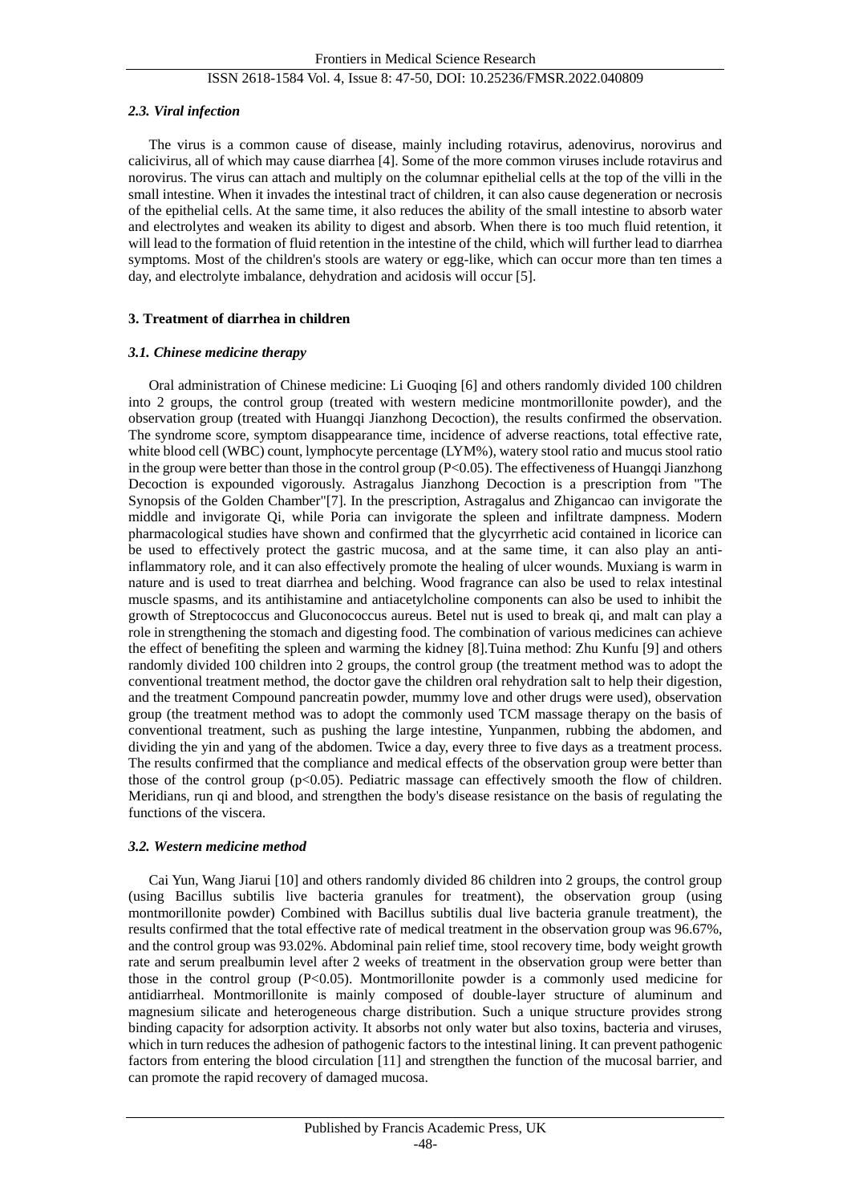### *2.3. Viral infection*

The virus is a common cause of disease, mainly including rotavirus, adenovirus, norovirus and calicivirus, all of which may cause diarrhea [4]. Some of the more common viruses include rotavirus and norovirus. The virus can attach and multiply on the columnar epithelial cells at the top of the villi in the small intestine. When it invades the intestinal tract of children, it can also cause degeneration or necrosis of the epithelial cells. At the same time, it also reduces the ability of the small intestine to absorb water and electrolytes and weaken its ability to digest and absorb. When there is too much fluid retention, it will lead to the formation of fluid retention in the intestine of the child, which will further lead to diarrhea symptoms. Most of the children's stools are watery or egg-like, which can occur more than ten times a day, and electrolyte imbalance, dehydration and acidosis will occur [5].

## 3. Treatment of diarrhea in children

### *3.1. Chinese medicine therapy*

Oral administration of Chinese medicine: Li Guoqing [6] and others randomly divided 100 children into 2 groups, the control group (treated with western medicine montmorillonite powder), and the observation group (treated with Huangqi Jianzhong Decoction), the results confirmed the observation. The syndrome score, symptom disappearance time, incidence of adverse reactions, total effective rate, white blood cell (WBC) count, lymphocyte percentage (LYM%), watery stool ratio and mucus stool ratio in the group were better than those in the control group ($P<0.05$). The effectiveness of Huangqi Jianzhong Decoction is expounded vigorously. Astragalus Jianzhong Decoction is a prescription from "The Synopsis of the Golden Chamber"[7]. In the prescription, Astragalus and Zhigancao can invigorate the middle and invigorate Qi, while Poria can invigorate the spleen and infiltrate dampness. Modern pharmacological studies have shown and confirmed that the glycyrrhetic acid contained in licorice can be used to effectively protect the gastric mucosa, and at the same time, it can also play an anti-inflammatory role, and it can also effectively promote the healing of ulcer wounds. Muxiang is warm in nature and is used to treat diarrhea and belching. Wood fragrance can also be used to relax intestinal muscle spasms, and its antihistamine and antiacetylcholine components can also be used to inhibit the growth of Streptococcus and Gluconococcus aureus. Betel nut is used to break qi, and malt can play a role in strengthening the stomach and digesting food. The combination of various medicines can achieve the effect of benefiting the spleen and warming the kidney [8].Tuina method: Zhu Kunfu [9] and others randomly divided 100 children into 2 groups, the control group (the treatment method was to adopt the conventional treatment method, the doctor gave the children oral rehydration salt to help their digestion, and the treatment Compound pancreatin powder, mummy love and other drugs were used), observation group (the treatment method was to adopt the commonly used TCM massage therapy on the basis of conventional treatment, such as pushing the large intestine, Yunpanmen, rubbing the abdomen, and dividing the yin and yang of the abdomen. Twice a day, every three to five days as a treatment process. The results confirmed that the compliance and medical effects of the observation group were better than those of the control group ($p<0.05$). Pediatric massage can effectively smooth the flow of children. Meridians, run qi and blood, and strengthen the body's disease resistance on the basis of regulating the functions of the viscera.

### *3.2. Western medicine method*

Cai Yun, Wang Jiarui [10] and others randomly divided 86 children into 2 groups, the control group (using Bacillus subtilis live bacteria granules for treatment), the observation group (using montmorillonite powder) Combined with Bacillus subtilis dual live bacteria granule treatment), the results confirmed that the total effective rate of medical treatment in the observation group was 96.67%, and the control group was 93.02%. Abdominal pain relief time, stool recovery time, body weight growth rate and serum prealbumin level after 2 weeks of treatment in the observation group were better than those in the control group ($P<0.05$). Montmorillonite powder is a commonly used medicine for antidiarrheal. Montmorillonite is mainly composed of double-layer structure of aluminum and magnesium silicate and heterogeneous charge distribution. Such a unique structure provides strong binding capacity for adsorption activity. It absorbs not only water but also toxins, bacteria and viruses, which in turn reduces the adhesion of pathogenic factors to the intestinal lining. It can prevent pathogenic factors from entering the blood circulation [11] and strengthen the function of the mucosal barrier, and can promote the rapid recovery of damaged mucosa.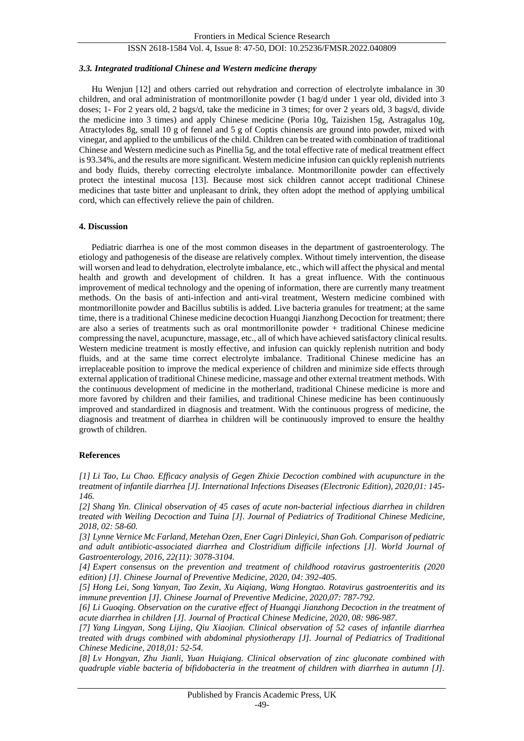### *3.3. Integrated traditional Chinese and Western medicine therapy*

Hu Wenjun [12] and others carried out rehydration and correction of electrolyte imbalance in 30 children, and oral administration of montmorillonite powder (1 bag/d under 1 year old, divided into 3 doses; 1- For 2 years old, 2 bags/d, take the medicine in 3 times; for over 2 years old, 3 bags/d, divide the medicine into 3 times) and apply Chinese medicine (Poria 10g, Taizishen 15g, Astragalus 10g, Atractylodes 8g, small 10 g of fennel and 5 g of Coptis chinensis are ground into powder, mixed with vinegar, and applied to the umbilicus of the child. Children can be treated with combination of traditional Chinese and Western medicine such as Pinellia 5g, and the total effective rate of medical treatment effect is 93.34%, and the results are more significant. Western medicine infusion can quickly replenish nutrients and body fluids, thereby correcting electrolyte imbalance. Montmorillonite powder can effectively protect the intestinal mucosa [13]. Because most sick children cannot accept traditional Chinese medicines that taste bitter and unpleasant to drink, they often adopt the method of applying umbilical cord, which can effectively relieve the pain of children.

## 4. Discussion

Pediatric diarrhea is one of the most common diseases in the department of gastroenterology. The etiology and pathogenesis of the disease are relatively complex. Without timely intervention, the disease will worsen and lead to dehydration, electrolyte imbalance, etc., which will affect the physical and mental health and growth and development of children. It has a great influence. With the continuous improvement of medical technology and the opening of information, there are currently many treatment methods. On the basis of anti-infection and anti-viral treatment, Western medicine combined with montmorillonite powder and Bacillus subtilis is added. Live bacteria granules for treatment; at the same time, there is a traditional Chinese medicine decoction Huangqi Jianzhong Decoction for treatment; there are also a series of treatments such as oral montmorillonite powder + traditional Chinese medicine compressing the navel, acupuncture, massage, etc., all of which have achieved satisfactory clinical results. Western medicine treatment is mostly effective, and infusion can quickly replenish nutrition and body fluids, and at the same time correct electrolyte imbalance. Traditional Chinese medicine has an irreplaceable position to improve the medical experience of children and minimize side effects through external application of traditional Chinese medicine, massage and other external treatment methods. With the continuous development of medicine in the motherland, traditional Chinese medicine is more and more favored by children and their families, and traditional Chinese medicine has been continuously improved and standardized in diagnosis and treatment. With the continuous progress of medicine, the diagnosis and treatment of diarrhea in children will be continuously improved to ensure the healthy growth of children.

## References

*[1] Li Tao, Lu Chao. Efficacy analysis of Gegen Zhixie Decoction combined with acupuncture in the treatment of infantile diarrhea [J]. International Infections Diseases (Electronic Edition), 2020,01: 145-146.*

*[2] Shang Yin. Clinical observation of 45 cases of acute non-bacterial infectious diarrhea in children treated with Weiling Decoction and Tuina [J]. Journal of Pediatrics of Traditional Chinese Medicine, 2018, 02: 58-60.*

*[3] Lynne Vernice Mc Farland, Metehan Ozen, Ener Cagri Dinleyici, Shan Goh. Comparison of pediatric and adult antibiotic-associated diarrhea and Clostridium difficile infections [J]. World Journal of Gastroenterology, 2016, 22(11): 3078-3104.*

*[4] Expert consensus on the prevention and treatment of childhood rotavirus gastroenteritis (2020 edition) [J]. Chinese Journal of Preventive Medicine, 2020, 04: 392-405.*

*[5] Hong Lei, Song Yanyan, Tao Zexin, Xu Aiqiang, Wang Hongtao. Rotavirus gastroenteritis and its immune prevention [J]. Chinese Journal of Preventive Medicine, 2020,07: 787-792.*

*[6] Li Guoqing. Observation on the curative effect of Huangqi Jianzhong Decoction in the treatment of acute diarrhea in children [J]. Journal of Practical Chinese Medicine, 2020, 08: 986-987.*

*[7] Yang Lingyan, Song Lijing, Qiu Xiaojian. Clinical observation of 52 cases of infantile diarrhea treated with drugs combined with abdominal physiotherapy [J]. Journal of Pediatrics of Traditional Chinese Medicine, 2018,01: 52-54.*

*[8] Lv Hongyan, Zhu Jianli, Yuan Huiqiang. Clinical observation of zinc gluconate combined with quadruple viable bacteria of bifidobacteria in the treatment of children with diarrhea in autumn [J].*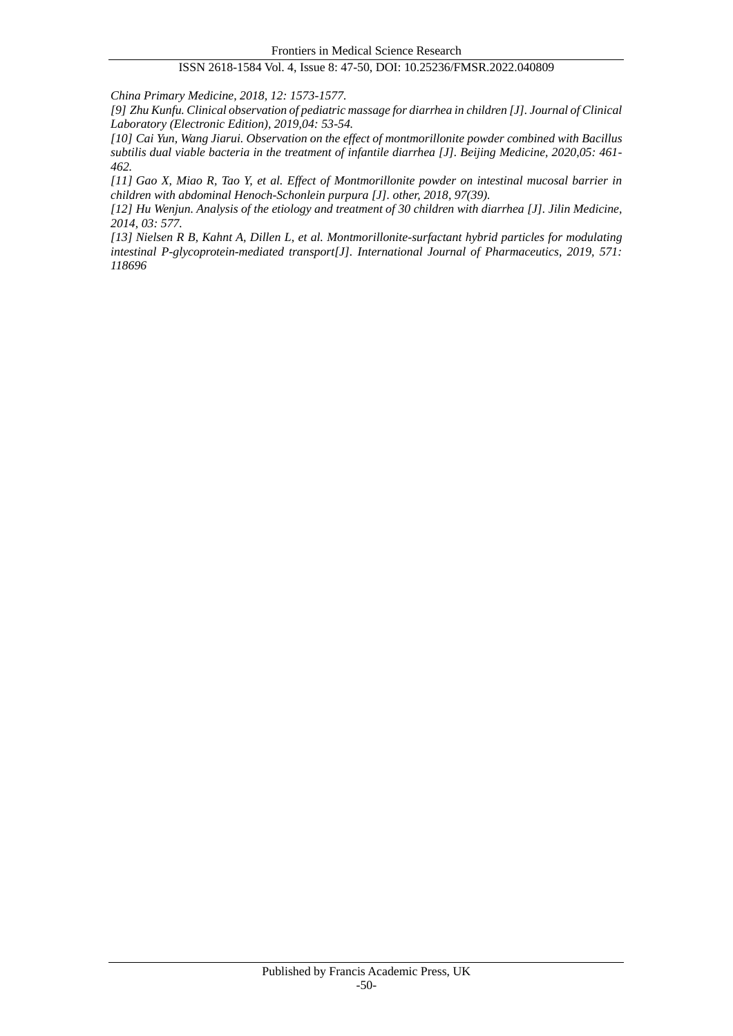*China Primary Medicine, 2018, 12: 1573-1577.*

*[9] Zhu Kunfu. Clinical observation of pediatric massage for diarrhea in children [J]. Journal of Clinical Laboratory (Electronic Edition), 2019,04: 53-54.*

*[10] Cai Yun, Wang Jiarui. Observation on the effect of montmorillonite powder combined with Bacillus subtilis dual viable bacteria in the treatment of infantile diarrhea [J]. Beijing Medicine, 2020,05: 461-462.*

*[11] Gao X, Miao R, Tao Y, et al. Effect of Montmorillonite powder on intestinal mucosal barrier in children with abdominal Henoch-Schonlein purpura [J]. other, 2018, 97(39).*

*[12] Hu Wenjun. Analysis of the etiology and treatment of 30 children with diarrhea [J]. Jilin Medicine, 2014, 03: 577.*

*[13] Nielsen R B, Kahnt A, Dillen L, et al. Montmorillonite-surfactant hybrid particles for modulating intestinal P-glycoprotein-mediated transport[J]. International Journal of Pharmaceutics, 2019, 571: 118696*